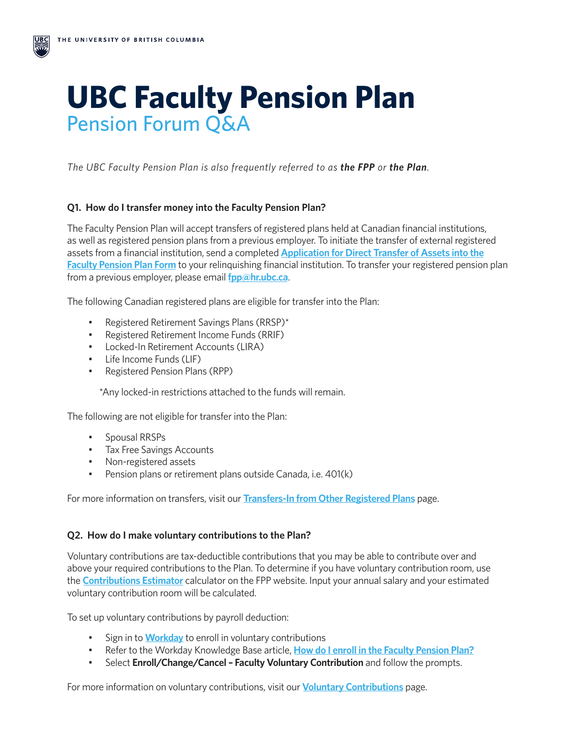# UBC Faculty Pension Plan

## Pension Forum Q&A

*The UBC Faculty Pension Plan is also frequently referred to as **the FPP** or **the Plan**.*

### Q1. How do I transfer money into the Faculty Pension Plan?

The Faculty Pension Plan will accept transfers of registered plans held at Canadian financial institutions, as well as registered pension plans from a previous employer. To initiate the transfer of external registered assets from a financial institution, send a completed **Application for Direct Transfer of Assets into the Faculty Pension Plan Form** to your relinquishing financial institution. To transfer your registered pension plan from a previous employer, please email **fpp@hr.ubc.ca**.

The following Canadian registered plans are eligible for transfer into the Plan:

- Registered Retirement Savings Plans (RRSP)*
- Registered Retirement Income Funds (RRIF)
- Locked-In Retirement Accounts (LIRA)
- Life Income Funds (LIF)
- Registered Pension Plans (RPP)

*Any locked-in restrictions attached to the funds will remain.

The following are not eligible for transfer into the Plan:

- Spousal RRSPs
- Tax Free Savings Accounts
- Non-registered assets
- Pension plans or retirement plans outside Canada, i.e. 401(k)

For more information on transfers, visit our **Transfers-In from Other Registered Plans** page.

### Q2. How do I make voluntary contributions to the Plan?

Voluntary contributions are tax-deductible contributions that you may be able to contribute over and above your required contributions to the Plan. To determine if you have voluntary contribution room, use the **Contributions Estimator** calculator on the FPP website. Input your annual salary and your estimated voluntary contribution room will be calculated.

To set up voluntary contributions by payroll deduction:

- Sign in to **Workday** to enroll in voluntary contributions
- Refer to the Workday Knowledge Base article, **How do I enroll in the Faculty Pension Plan?**
- Select **Enroll/Change/Cancel – Faculty Voluntary Contribution** and follow the prompts.

For more information on voluntary contributions, visit our **Voluntary Contributions** page.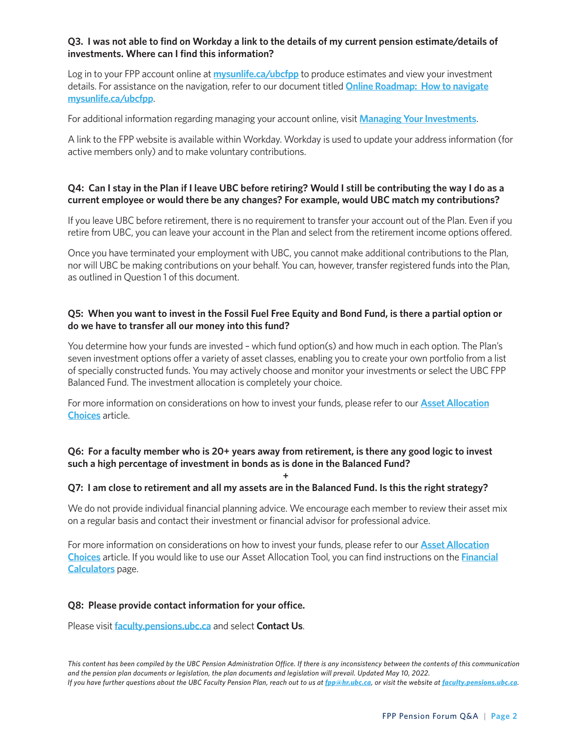**Q3. I was not able to find on Workday a link to the details of my current pension estimate/details of investments. Where can I find this information?**

Log in to your FPP account online at **mysunlife.ca/ubcfpp** to produce estimates and view your investment details. For assistance on the navigation, refer to our document titled **Online Roadmap: How to navigate mysunlife.ca/ubcfpp**.

For additional information regarding managing your account online, visit **Managing Your Investments**.

A link to the FPP website is available within Workday. Workday is used to update your address information (for active members only) and to make voluntary contributions.

**Q4: Can I stay in the Plan if I leave UBC before retiring? Would I still be contributing the way I do as a current employee or would there be any changes? For example, would UBC match my contributions?**

If you leave UBC before retirement, there is no requirement to transfer your account out of the Plan. Even if you retire from UBC, you can leave your account in the Plan and select from the retirement income options offered.

Once you have terminated your employment with UBC, you cannot make additional contributions to the Plan, nor will UBC be making contributions on your behalf. You can, however, transfer registered funds into the Plan, as outlined in Question 1 of this document.

**Q5: When you want to invest in the Fossil Fuel Free Equity and Bond Fund, is there a partial option or do we have to transfer all our money into this fund?**

You determine how your funds are invested – which fund option(s) and how much in each option. The Plan's seven investment options offer a variety of asset classes, enabling you to create your own portfolio from a list of specially constructed funds. You may actively choose and monitor your investments or select the UBC FPP Balanced Fund. The investment allocation is completely your choice.

For more information on considerations on how to invest your funds, please refer to our **Asset Allocation Choices** article.

**Q6: For a faculty member who is 20+ years away from retirement, is there any good logic to invest such a high percentage of investment in bonds as is done in the Balanced Fund?**

**+**

**Q7: I am close to retirement and all my assets are in the Balanced Fund. Is this the right strategy?**

We do not provide individual financial planning advice. We encourage each member to review their asset mix on a regular basis and contact their investment or financial advisor for professional advice.

For more information on considerations on how to invest your funds, please refer to our **Asset Allocation Choices** article. If you would like to use our Asset Allocation Tool, you can find instructions on the **Financial Calculators** page.

**Q8: Please provide contact information for your office.**

Please visit **faculty.pensions.ubc.ca** and select **Contact Us**.

*This content has been compiled by the UBC Pension Administration Office. If there is any inconsistency between the contents of this communication and the pension plan documents or legislation, the plan documents and legislation will prevail. Updated May 10, 2022.*
*If you have further questions about the UBC Faculty Pension Plan, reach out to us at **fpp@hr.ubc.ca**, or visit the website at **faculty.pensions.ubc.ca**.*